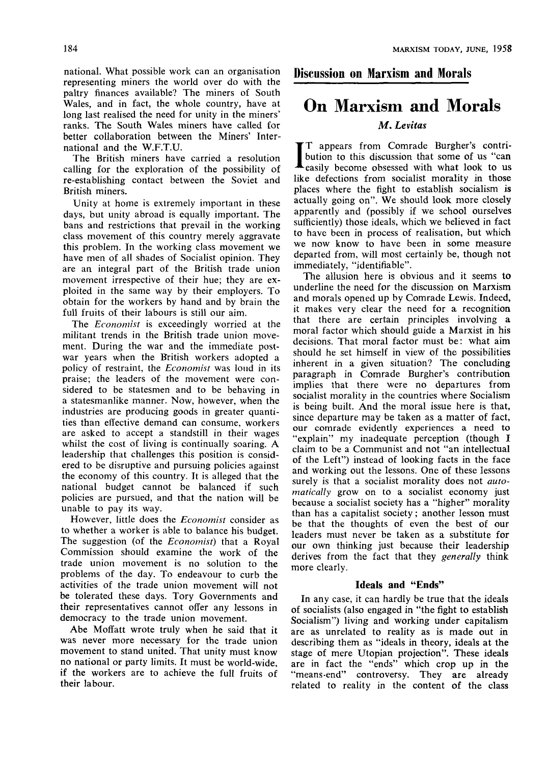national. What possible work can an organisation representing miners the world over do with the paltry finances available? The miners of South Wales, and in fact, the whole country, have at long last realised the need for unity in the miners' ranks. The South Wales miners have called for better collaboration between the Miners' International and the W.F.T.U.

The British miners have carried a resolution calling for the exploration of the possibility of re-establishing contact between the Soviet and British miners.

Unity at home is extremely important in these days, but unity abroad is equally important. The bans and restrictions that prevail in the working class movement of this country merely aggravate this problem. In the working class movement we have men of all shades of Socialist opinion. They are an integral part of the British trade union movement irrespective of their hue; they are exploited in the same way by their employers. To obtain for the workers by hand and by brain the full fruits of their labours is still our aim.

The *Economist* is exceedingly worried at the militant trends in the British trade union movement. During the war and the immediate post-war years when the British workers adopted a policy of restraint, the *Economist* was loud in its praise; the leaders of the movement were considered to be statesmen and to be behaving in a statesmanlike manner. Now, however, when the industries are producing goods in greater quantities than effective demand can consume, workers are asked to accept a standstill in their wages whilst the cost of living is continually soaring. A leadership that challenges this position is considered to be disruptive and pursuing policies against the economy of this country. It is alleged that the national budget cannot be balanced if such policies are pursued, and that the nation will be unable to pay its way.

However, little does the *Economist* consider as to whether a worker is able to balance his budget. The suggestion (of the *Economist*) that a Royal Commission should examine the work of the trade union movement is no solution to the problems of the day. To endeavour to curb the activities of the trade union movement will not be tolerated these days. Tory Governments and their representatives cannot offer any lessons in democracy to the trade union movement.

Abe Moffatt wrote truly when he said that it was never more necessary for the trade union movement to stand united. That unity must know no national or party limits. It must be world-wide, if the workers are to achieve the full fruits of their labour.

## Discussion on Marxism and Morals

# On Marxism and Morals

*M. Levitas*

IT appears from Comrade Burgher's contribution to this discussion that some of us "can easily become obsessed with what look to us like defections from socialist morality in those places where the fight to establish socialism **is** actually going on". We should look more closely apparently and (possibly if we school ourselves sufficiently) those ideals, which we believed in fact to have been in process of realisation, but which we now know to have been in some measure departed from, will most certainly be, though not immediately, "identifiable".

The allusion here is obvious and it seems to underline the need for the discussion on Marxism and morals opened up by Comrade Lewis. Indeed, it makes very clear the need for a recognition that there are certain principles involving a moral factor which should guide a Marxist in his decisions. That moral factor must be: what aim should he set himself in view of the possibilities inherent in a given situation? The concluding paragraph in Comrade Burgher's contribution implies that there were no departures from socialist morality in the countries where Socialism is being built. And the moral issue here is that, since departure may be taken as a matter of fact, our comrade evidently experiences a need to "explain" my inadequate perception (though I claim to be a Communist and not "an intellectual of the Left") instead of looking facts in the face and working out the lessons. One of these lessons surely is that a socialist morality does not *automatically* grow on to a socialist economy just because a socialist society has a "higher" morality than has a capitalist society; another lesson must be that the thoughts of even the best of our leaders must never be taken as a substitute for our own thinking just because their leadership derives from the fact that they *generally* think more clearly.

### Ideals and "Ends"

In any case, it can hardly be true that the ideals of socialists (also engaged in "the fight to establish Socialism") living and working under capitalism are as unrelated to reality as is made out in describing them as "ideals in theory, ideals at the stage of mere Utopian projection". These ideals are in fact the "ends" which crop up in the "means-end" controversy. They are already related to reality in the content of the class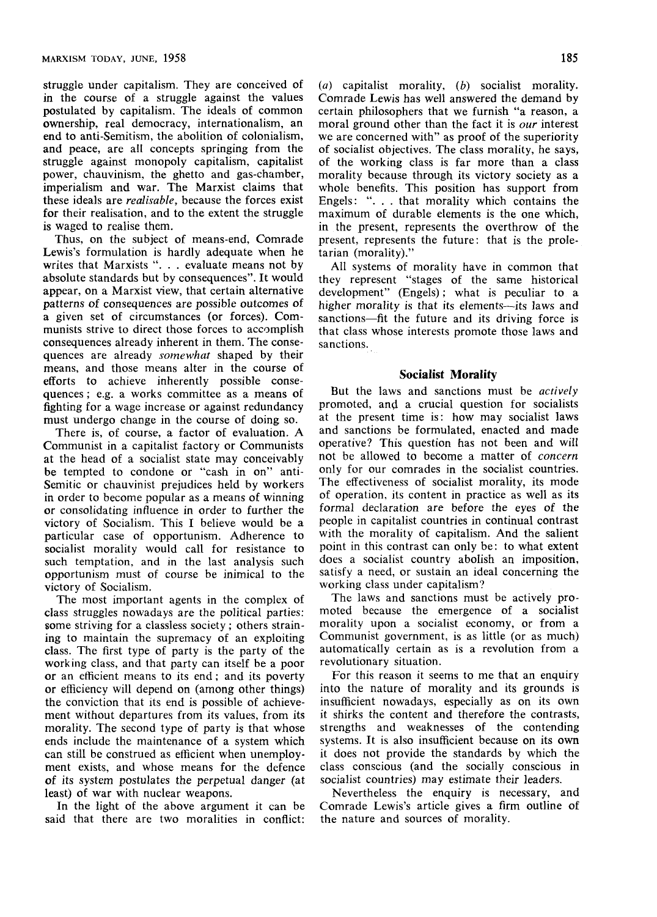struggle under capitalism. They are conceived of in the course of a struggle against the values postulated by capitalism. The ideals of common ownership, real democracy, internationalism, an end to anti-Semitism, the abolition of colonialism, and peace, are all concepts springing from the struggle against monopoly capitalism, capitalist power, chauvinism, the ghetto and gas-chamber, imperialism and war. The Marxist claims that these ideals are *realisable*, because the forces exist for their realisation, and to the extent the struggle is waged to realise them.

Thus, on the subject of means-end, Comrade Lewis's formulation is hardly adequate when he writes that Marxists ". . . evaluate means not by absolute standards but by consequences". It would appear, on a Marxist view, that certain alternative patterns of consequences are possible outcomes of a given set of circumstances (or forces). Communists strive to direct those forces to accomplish consequences already inherent in them. The consequences are already *somewhat* shaped by their means, and those means alter in the course of efforts to achieve inherently possible consequences; e.g. a works committee as a means of fighting for a wage increase or against redundancy must undergo change in the course of doing so.

There is, of course, a factor of evaluation. A Communist in a capitalist factory or Communists at the head of a socialist state may conceivably be tempted to condone or "cash in on" anti-Semitic or chauvinist prejudices held by workers in order to become popular as a means of winning or consolidating influence in order to further the victory of Socialism. This I believe would be a particular case of opportunism. Adherence to socialist morality would call for resistance to such temptation, and in the last analysis such opportunism must of course be inimical to the victory of Socialism.

The most important agents in the complex of class struggles nowadays are the political parties: some striving for a classless society; others straining to maintain the supremacy of an exploiting class. The first type of party is the party of the working class, and that party can itself be a poor or an efficient means to its end; and its poverty or efficiency will depend on (among other things) the conviction that its end is possible of achievement without departures from its values, from its morality. The second type of party is that whose ends include the maintenance of a system which can still be construed as efficient when unemployment exists, and whose means for the defence of its system postulates the perpetual danger (at least) of war with nuclear weapons.

In the light of the above argument it can be said that there are two moralities in conflict: (*a*) capitalist morality, (*b*) socialist morality. Comrade Lewis has well answered the demand by certain philosophers that we furnish "a reason, a moral ground other than the fact it is *our* interest we are concerned with" as proof of the superiority of socialist objectives. The class morality, he says, of the working class is far more than a class morality because through its victory society as a whole benefits. This position has support from Engels: ". . . that morality which contains the maximum of durable elements is the one which, in the present, represents the overthrow of the present, represents the future: that is the proletarian (morality)."

All systems of morality have in common that they represent "stages of the same historical development" (Engels); what is peculiar to a higher morality is that its elements—its laws and sanctions—fit the future and its driving force is that class whose interests promote those laws and sanctions.

## Socialist Morality

But the laws and sanctions must be *actively* promoted, and a crucial question for socialists at the present time is: how may socialist laws and sanctions be formulated, enacted and made operative? This question has not been and will not be allowed to become a matter of *concern* only for our comrades in the socialist countries. The effectiveness of socialist morality, its mode of operation, its content in practice as well as its formal declaration are before the eyes of the people in capitalist countries in continual contrast with the morality of capitalism. And the salient point in this contrast can only be: to what extent does a socialist country abolish an imposition, satisfy a need, or sustain an ideal concerning the working class under capitalism?

The laws and sanctions must be actively promoted because the emergence of a socialist morality upon a socialist economy, or from a Communist government, is as little (or as much) automatically certain as is a revolution from a revolutionary situation.

For this reason it seems to me that an enquiry into the nature of morality and its grounds is insufficient nowadays, especially as on its own it shirks the content and therefore the contrasts, strengths and weaknesses of the contending systems. It is also insufficient because on its own it does not provide the standards by which the class conscious (and the socially conscious in socialist countries) may estimate their leaders.

Nevertheless the enquiry is necessary, and Comrade Lewis's article gives a firm outline of the nature and sources of morality.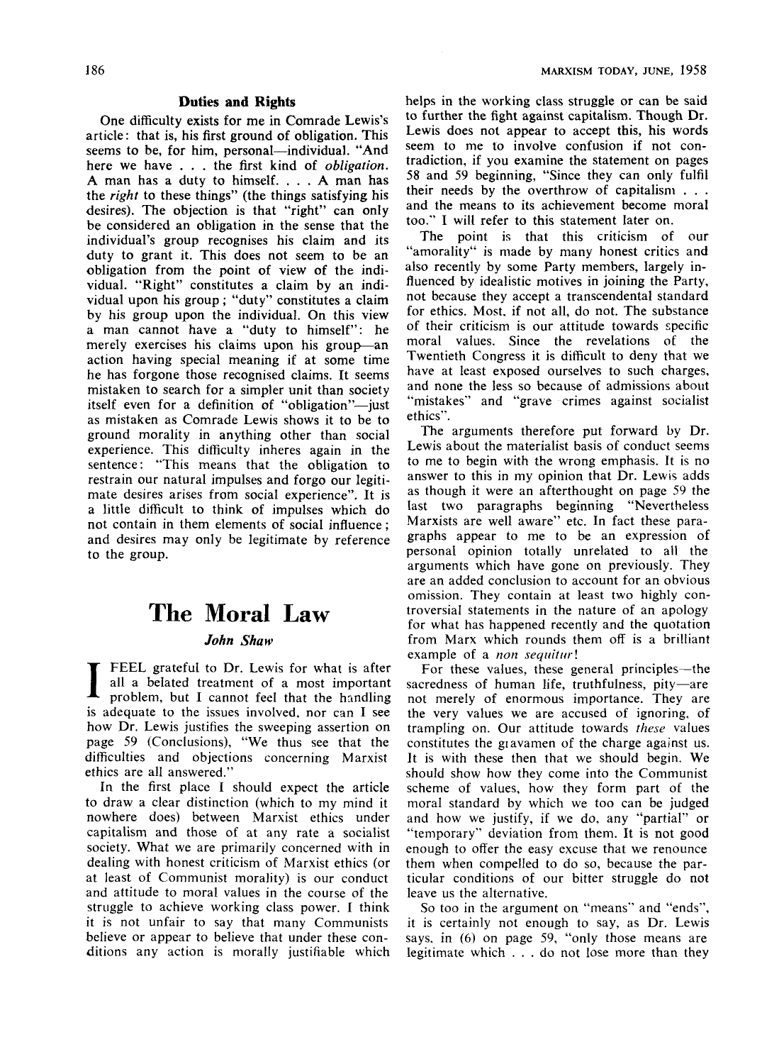### Duties and Rights

One difficulty exists for me in Comrade Lewis's article: that is, his first ground of obligation. This seems to be, for him, personal—individual. "And here we have . . . the first kind of *obligation*. A man has a duty to himself. . . . A man has the *right* to these things" (the things satisfying his desires). The objection is that "right" can only be considered an obligation in the sense that the individual's group recognises his claim and its duty to grant it. This does not seem to be an obligation from the point of view of the individual. "Right" constitutes a claim by an individual upon his group; "duty" constitutes a claim by his group upon the individual. On this view a man cannot have a "duty to himself": he merely exercises his claims upon his group—an action having special meaning if at some time he has forgone those recognised claims. It seems mistaken to search for a simpler unit than society itself even for a definition of "obligation"—just as mistaken as Comrade Lewis shows it to be to ground morality in anything other than social experience. This difficulty inheres again in the sentence: "This means that the obligation to restrain our natural impulses and forgo our legitimate desires arises from social experience". It is a little difficult to think of impulses which do not contain in them elements of social influence; and desires may only be legitimate by reference to the group.

# The Moral Law

***John Shaw***

I FEEL grateful to Dr. Lewis for what is after all a belated treatment of a most important problem, but I cannot feel that the handling is adequate to the issues involved, nor can I see how Dr. Lewis justifies the sweeping assertion on page 59 (Conclusions), "We thus see that the difficulties and objections concerning Marxist ethics are all answered."

In the first place I should expect the article to draw a clear distinction (which to my mind it nowhere does) between Marxist ethics under capitalism and those of at any rate a socialist society. What we are primarily concerned with in dealing with honest criticism of Marxist ethics (or at least of Communist morality) is our conduct and attitude to moral values in the course of the struggle to achieve working class power. I think it is not unfair to say that many Communists believe or appear to believe that under these conditions any action is morally justifiable which helps in the working class struggle or can be said to further the fight against capitalism. Though Dr. Lewis does not appear to accept this, his words seem to me to involve confusion if not contradiction, if you examine the statement on pages 58 and 59 beginning, "Since they can only fulfil their needs by the overthrow of capitalism . . . and the means to its achievement become moral too." I will refer to this statement later on.

The point is that this criticism of our "amorality" is made by many honest critics and also recently by some Party members, largely influenced by idealistic motives in joining the Party, not because they accept a transcendental standard for ethics. Most, if not all, do not. The substance of their criticism is our attitude towards specific moral values. Since the revelations of the Twentieth Congress it is difficult to deny that we have at least exposed ourselves to such charges, and none the less so because of admissions about "mistakes" and "grave crimes against socialist ethics".

The arguments therefore put forward by Dr. Lewis about the materialist basis of conduct seems to me to begin with the wrong emphasis. It is no answer to this in my opinion that Dr. Lewis adds as though it were an afterthought on page 59 the last two paragraphs beginning "Nevertheless Marxists are well aware" etc. In fact these paragraphs appear to me to be an expression of personal opinion totally unrelated to all the arguments which have gone on previously. They are an added conclusion to account for an obvious omission. They contain at least two highly controversial statements in the nature of an apology for what has happened recently and the quotation from Marx which rounds them off is a brilliant example of a *non sequitur*!

For these values, these general principles—the sacredness of human life, truthfulness, pity—are not merely of enormous importance. They are the very values we are accused of ignoring, of trampling on. Our attitude towards *these* values constitutes the gravamen of the charge against us. It is with these then that we should begin. We should show how they come into the Communist scheme of values, how they form part of the moral standard by which we too can be judged and how we justify, if we do, any "partial" or "temporary" deviation from them. It is not good enough to offer the easy excuse that we renounce them when compelled to do so, because the particular conditions of our bitter struggle do not leave us the alternative.

So too in the argument on "means" and "ends", it is certainly not enough to say, as Dr. Lewis says, in (6) on page 59, "only those means are legitimate which . . . do not lose more than they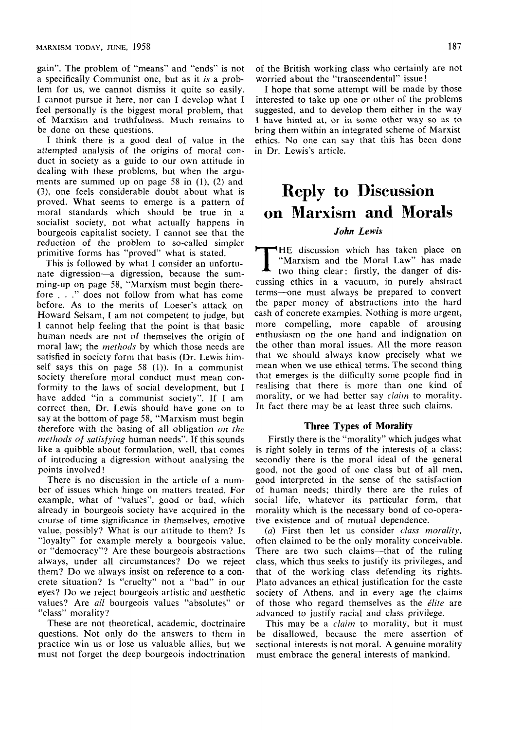gain". The problem of "means" and "ends" is not a specifically Communist one, but as it *is* a problem for us, we cannot dismiss it quite so easily. I cannot pursue it here, nor can I develop what I feel personally is the biggest moral problem, that of Marxism and truthfulness. Much remains to be done on these questions.

I think there is a good deal of value in the attempted analysis of the origins of moral conduct in society as a guide to our own attitude in dealing with these problems, but when the arguments are summed up on page 58 in (1), (2) and (3), one feels considerable doubt about what is proved. What seems to emerge is a pattern of moral standards which should be true in a socialist society, not what actually happens in bourgeois capitalist society. I cannot see that the reduction of the problem to so-called simpler primitive forms has "proved" what is stated.

This is followed by what I consider an unfortunate digression—a digression, because the summing-up on page 58, "Marxism must begin therefore . . ." does not follow from what has come before. As to the merits of Loeser's attack on Howard Selsam, I am not competent to judge, but I cannot help feeling that the point is that basic human needs are not of themselves the origin of moral law; the *methods* by which those needs are satisfied in society form that basis (Dr. Lewis himself says this on page 58 (1)). In a communist society therefore moral conduct must mean conformity to the laws of social development, but I have added "in a communist society". If I am correct then, Dr. Lewis should have gone on to say at the bottom of page 58, "Marxism must begin therefore with the basing of all obligation *on the methods of satisfying* human needs". If this sounds like a quibble about formulation, well, that comes of introducing a digression without analysing the points involved!

There is no discussion in the article of a number of issues which hinge on matters treated. For example, what of "values", good or bad, which already in bourgeois society have acquired in the course of time significance in themselves, emotive value, possibly? What is our attitude to them? Is "loyalty" for example merely a bourgeois value, or "democracy"? Are these bourgeois abstractions always, under all circumstances? Do we reject them? Do we always insist on reference to a concrete situation? Is "cruelty" not a "bad" in our eyes? Do we reject bourgeois artistic and aesthetic values? Are *all* bourgeois values "absolutes" or "class" morality?

These are not theoretical, academic, doctrinaire questions. Not only do the answers to them in practice win us or lose us valuable allies, but we must not forget the deep bourgeois indoctrination of the British working class who certainly are not worried about the "transcendental" issue!

I hope that some attempt will be made by those interested to take up one or other of the problems suggested, and to develop them either in the way I have hinted at, or in some other way so as to bring them within an integrated scheme of Marxist ethics. No one can say that this has been done in Dr. Lewis's article.

# Reply to Discussion on Marxism and Morals

***John Lewis***

The discussion which has taken place on "Marxism and the Moral Law" has made two thing clear: firstly, the danger of discussing ethics in a vacuum, in purely abstract terms—one must always be prepared to convert the paper money of abstractions into the hard cash of concrete examples. Nothing is more urgent, more compelling, more capable of arousing enthusiasm on the one hand and indignation on the other than moral issues. All the more reason that we should always know precisely what we mean when we use ethical terms. The second thing that emerges is the difficulty some people find in realising that there is more than one kind of morality, or we had better say *claim* to morality. In fact there may be at least three such claims.

### Three Types of Morality

Firstly there is the "morality" which judges what is right solely in terms of the interests of a class; secondly there is the moral ideal of the general good, not the good of one class but of all men, good interpreted in the sense of the satisfaction of human needs; thirdly there are the rules of social life, whatever its particular form, that morality which is the necessary bond of co-operative existence and of mutual dependence.

(*a*) First then let us consider *class morality*, often claimed to be the only morality conceivable. There are two such claims—that of the ruling class, which thus seeks to justify its privileges, and that of the working class defending its rights. Plato advances an ethical justification for the caste society of Athens, and in every age the claims of those who regard themselves as the *élite* are advanced to justify racial and class privilege.

This may be a *claim* to morality, but it must be disallowed, because the mere assertion of sectional interests is not moral. A genuine morality must embrace the general interests of mankind.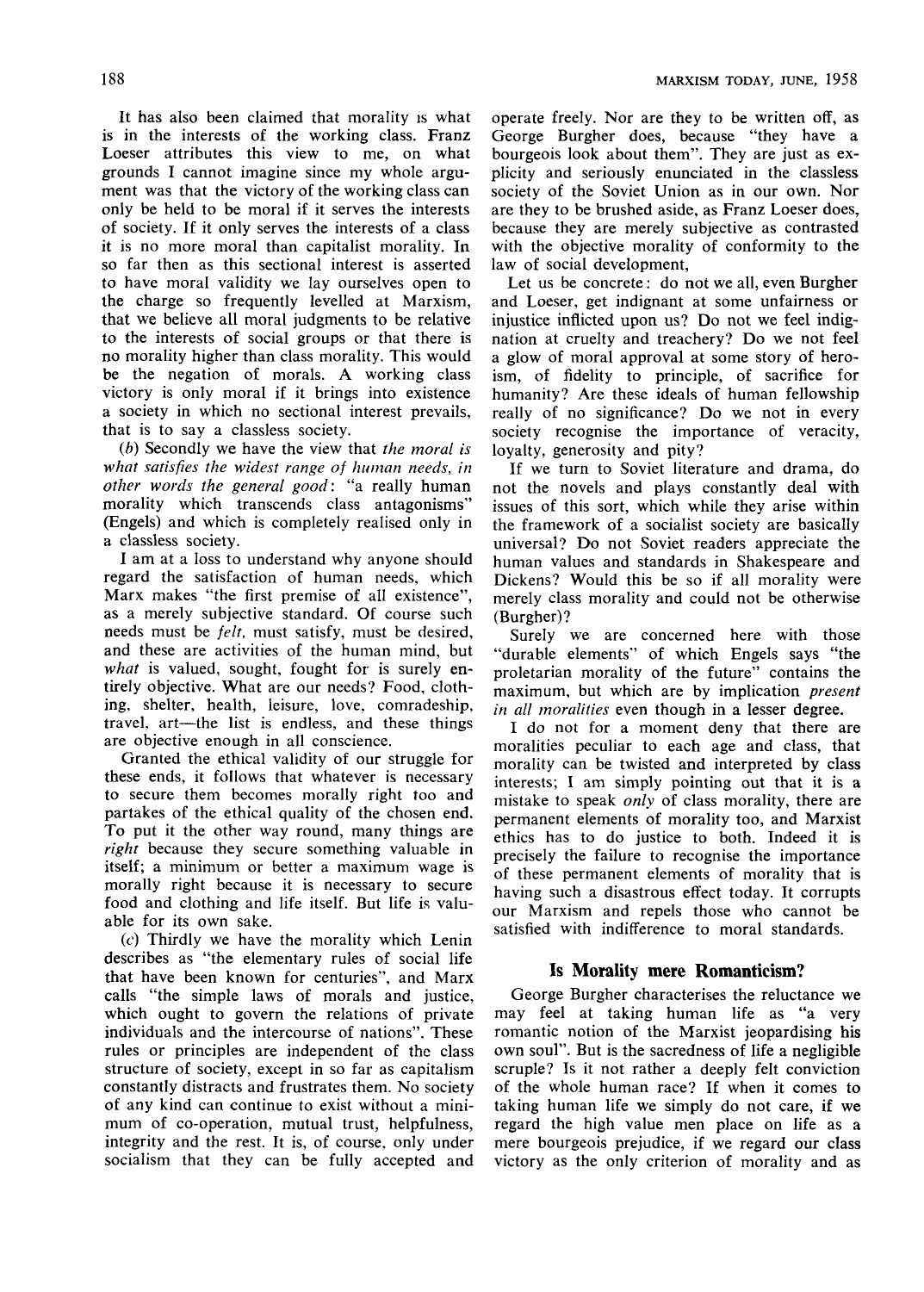It has also been claimed that morality is what is in the interests of the working class. Franz Loeser attributes this view to me, on what grounds I cannot imagine since my whole argument was that the victory of the working class can only be held to be moral if it serves the interests of society. If it only serves the interests of a class it is no more moral than capitalist morality. In so far then as this sectional interest is asserted to have moral validity we lay ourselves open to the charge so frequently levelled at Marxism, that we believe all moral judgments to be relative to the interests of social groups or that there is no morality higher than class morality. This would be the negation of morals. A working class victory is only moral if it brings into existence a society in which no sectional interest prevails, that is to say a classless society.

(*b*) Secondly we have the view that *the moral is what satisfies the widest range of human needs, in other words the general good*: "a really human morality which transcends class antagonisms" (Engels) and which is completely realised only in a classless society.

I am at a loss to understand why anyone should regard the satisfaction of human needs, which Marx makes "the first premise of all existence", as a merely subjective standard. Of course such needs must be *felt*, must satisfy, must be desired, and these are activities of the human mind, but *what* is valued, sought, fought for is surely entirely objective. What are our needs? Food, clothing, shelter, health, leisure, love, comradeship, travel, art—the list is endless, and these things are objective enough in all conscience.

Granted the ethical validity of our struggle for these ends, it follows that whatever is necessary to secure them becomes morally right too and partakes of the ethical quality of the chosen end. To put it the other way round, many things are *right* because they secure something valuable in itself; a minimum or better a maximum wage is morally right because it is necessary to secure food and clothing and life itself. But life is valuable for its own sake.

(*c*) Thirdly we have the morality which Lenin describes as "the elementary rules of social life that have been known for centuries", and Marx calls "the simple laws of morals and justice, which ought to govern the relations of private individuals and the intercourse of nations". These rules or principles are independent of the class structure of society, except in so far as capitalism constantly distracts and frustrates them. No society of any kind can continue to exist without a minimum of co-operation, mutual trust, helpfulness, integrity and the rest. It is, of course, only under socialism that they can be fully accepted and operate freely. Nor are they to be written off, as George Burgher does, because "they have a bourgeois look about them". They are just as explicity and seriously enunciated in the classless society of the Soviet Union as in our own. Nor are they to be brushed aside, as Franz Loeser does, because they are merely subjective as contrasted with the objective morality of conformity to the law of social development,

Let us be concrete: do not we all, even Burgher and Loeser, get indignant at some unfairness or injustice inflicted upon us? Do not we feel indignation at cruelty and treachery? Do we not feel a glow of moral approval at some story of heroism, of fidelity to principle, of sacrifice for humanity? Are these ideals of human fellowship really of no significance? Do we not in every society recognise the importance of veracity, loyalty, generosity and pity?

If we turn to Soviet literature and drama, do not the novels and plays constantly deal with issues of this sort, which while they arise within the framework of a socialist society are basically universal? Do not Soviet readers appreciate the human values and standards in Shakespeare and Dickens? Would this be so if all morality were merely class morality and could not be otherwise (Burgher)?

Surely we are concerned here with those "durable elements" of which Engels says "the proletarian morality of the future" contains the maximum, but which are by implication *present in all moralities* even though in a lesser degree.

I do not for a moment deny that there are moralities peculiar to each age and class, that morality can be twisted and interpreted by class interests; I am simply pointing out that it is a mistake to speak *only* of class morality, there are permanent elements of morality too, and Marxist ethics has to do justice to both. Indeed it is precisely the failure to recognise the importance of these permanent elements of morality that is having such a disastrous effect today. It corrupts our Marxism and repels those who cannot be satisfied with indifference to moral standards.

## Is Morality mere Romanticism?

George Burgher characterises the reluctance we may feel at taking human life as "a very romantic notion of the Marxist jeopardising his own soul". But is the sacredness of life a negligible scruple? Is it not rather a deeply felt conviction of the whole human race? If when it comes to taking human life we simply do not care, if we regard the high value men place on life as a mere bourgeois prejudice, if we regard our class victory as the only criterion of morality and as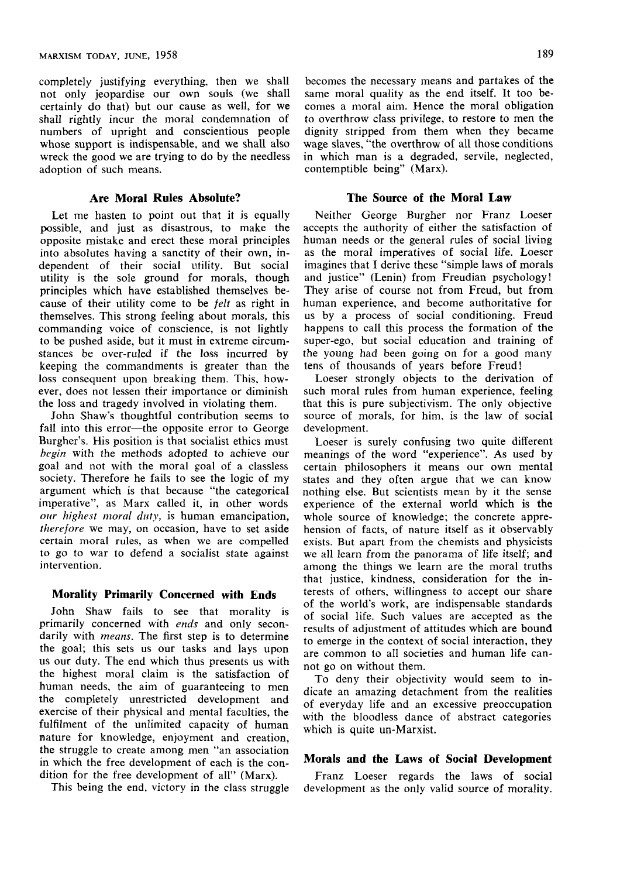completely justifying everything, then we shall not only jeopardise our own souls (we shall certainly do that) but our cause as well, for we shall rightly incur the moral condemnation of numbers of upright and conscientious people whose support is indispensable, and we shall also wreck the good we are trying to do by the needless adoption of such means.

### Are Moral Rules Absolute?

Let me hasten to point out that it is equally possible, and just as disastrous, to make the opposite mistake and erect these moral principles into absolutes having a sanctity of their own, independent of their social utility. But social utility is the sole ground for morals, though principles which have established themselves because of their utility come to be *felt* as right in themselves. This strong feeling about morals, this commanding voice of conscience, is not lightly to be pushed aside, but it must in extreme circumstances be over-ruled if the loss incurred by keeping the commandments is greater than the loss consequent upon breaking them. This, however, does not lessen their importance or diminish the loss and tragedy involved in violating them.

John Shaw's thoughtful contribution seems to fall into this error—the opposite error to George Burgher's. His position is that socialist ethics must *begin* with the methods adopted to achieve our goal and not with the moral goal of a classless society. Therefore he fails to see the logic of my argument which is that because "the categorical imperative", as Marx called it, in other words *our highest moral duty,* is human emancipation, *therefore* we may, on occasion, have to set aside certain moral rules, as when we are compelled to go to war to defend a socialist state against intervention.

### Morality Primarily Concerned with Ends

John Shaw fails to see that morality is primarily concerned with *ends* and only secondarily with *means.* The first step is to determine the goal; this sets us our tasks and lays upon us our duty. The end which thus presents us with the highest moral claim is the satisfaction of human needs, the aim of guaranteeing to men the completely unrestricted development and exercise of their physical and mental faculties, the fulfilment of the unlimited capacity of human nature for knowledge, enjoyment and creation, the struggle to create among men "an association in which the free development of each is the condition for the free development of all" (Marx).

This being the end, victory in the class struggle becomes the necessary means and partakes of the same moral quality as the end itself. It too becomes a moral aim. Hence the moral obligation to overthrow class privilege, to restore to men the dignity stripped from them when they became wage slaves, "the overthrow of all those conditions in which man is a degraded, servile, neglected, contemptible being" (Marx).

### The Source of the Moral Law

Neither George Burgher nor Franz Loeser accepts the authority of either the satisfaction of human needs or the general rules of social living as the moral imperatives of social life. Loeser imagines that I derive these "simple laws of morals and justice" (Lenin) from Freudian psychology! They arise of course not from Freud, but from human experience, and become authoritative for us by a process of social conditioning. Freud happens to call this process the formation of the super-ego, but social education and training of the young had been going on for a good many tens of thousands of years before Freud!

Loeser strongly objects to the derivation of such moral rules from human experience, feeling that this is pure subjectivism. The only objective source of morals, for him, is the law of social development.

Loeser is surely confusing two quite different meanings of the word "experience". As used by certain philosophers it means our own mental states and they often argue that we can know nothing else. But scientists mean by it the sense experience of the external world which is the whole source of knowledge; the concrete apprehension of facts, of nature itself as it observably exists. But apart from the chemists and physicists we all learn from the panorama of life itself; and among the things we learn are the moral truths that justice, kindness, consideration for the interests of others, willingness to accept our share of the world's work, are indispensable standards of social life. Such values are accepted as the results of adjustment of attitudes which are bound to emerge in the context of social interaction, they are common to all societies and human life cannot go on without them.

To deny their objectivity would seem to indicate an amazing detachment from the realities of everyday life and an excessive preoccupation with the bloodless dance of abstract categories which is quite un-Marxist.

### Morals and the Laws of Social Development

Franz Loeser regards the laws of social development as the only valid source of morality.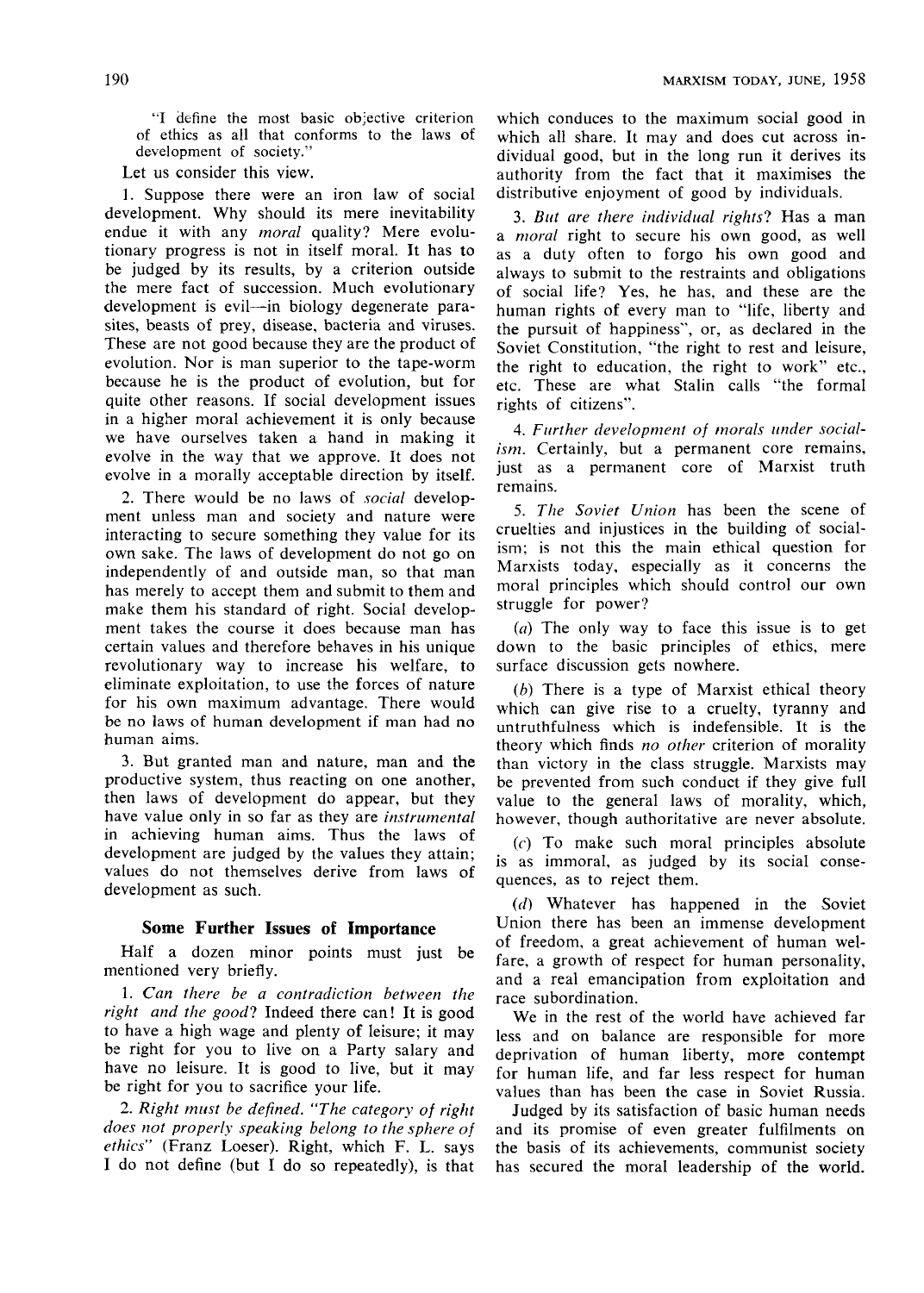"I define the most basic objective criterion of ethics as all that conforms to the laws of development of society."

Let us consider this view.

1. Suppose there were an iron law of social development. Why should its mere inevitability endue it with any *moral* quality? Mere evolutionary progress is not in itself moral. It has to be judged by its results, by a criterion outside the mere fact of succession. Much evolutionary development is evil—in biology degenerate parasites, beasts of prey, disease, bacteria and viruses. These are not good because they are the product of evolution. Nor is man superior to the tape-worm because he is the product of evolution, but for quite other reasons. If social development issues in a higher moral achievement it is only because we have ourselves taken a hand in making it evolve in the way that we approve. It does not evolve in a morally acceptable direction by itself.

2. There would be no laws of *social* development unless man and society and nature were interacting to secure something they value for its own sake. The laws of development do not go on independently of and outside man, so that man has merely to accept them and submit to them and make them his standard of right. Social development takes the course it does because man has certain values and therefore behaves in his unique revolutionary way to increase his welfare, to eliminate exploitation, to use the forces of nature for his own maximum advantage. There would be no laws of human development if man had no human aims.

3. But granted man and nature, man and the productive system, thus reacting on one another, then laws of development do appear, but they have value only in so far as they are *instrumental* in achieving human aims. Thus the laws of development are judged by the values they attain; values do not themselves derive from laws of development as such.

## Some Further Issues of Importance

Half a dozen minor points must just be mentioned very briefly.

1. *Can there be a contradiction between the right and the good?* Indeed there can! It is good to have a high wage and plenty of leisure; it may be right for you to live on a Party salary and have no leisure. It is good to live, but it may be right for you to sacrifice your life.

2. *Right must be defined. "The category of right does not properly speaking belong to the sphere of ethics"* (Franz Loeser). Right, which F. L. says I do not define (but I do so repeatedly), is that which conduces to the maximum social good in which all share. It may and does cut across individual good, but in the long run it derives its authority from the fact that it maximises the distributive enjoyment of good by individuals.

3. *But are there individual rights?* Has a man a *moral* right to secure his own good, as well as a duty often to forgo his own good and always to submit to the restraints and obligations of social life? Yes, he has, and these are the human rights of every man to "life, liberty and the pursuit of happiness", or, as declared in the Soviet Constitution, "the right to rest and leisure, the right to education, the right to work" etc., etc. These are what Stalin calls "the formal rights of citizens".

4. *Further development of morals under socialism.* Certainly, but a permanent core remains, just as a permanent core of Marxist truth remains.

5. *The Soviet Union* has been the scene of cruelties and injustices in the building of socialism; is not this the main ethical question for Marxists today, especially as it concerns the moral principles which should control our own struggle for power?

(*a*) The only way to face this issue is to get down to the basic principles of ethics, mere surface discussion gets nowhere.

(*b*) There is a type of Marxist ethical theory which can give rise to a cruelty, tyranny and untruthfulness which is indefensible. It is the theory which finds *no other* criterion of morality than victory in the class struggle. Marxists may be prevented from such conduct if they give full value to the general laws of morality, which, however, though authoritative are never absolute.

(*c*) To make such moral principles absolute is as immoral, as judged by its social consequences, as to reject them.

(*d*) Whatever has happened in the Soviet Union there has been an immense development of freedom, a great achievement of human welfare, a growth of respect for human personality, and a real emancipation from exploitation and race subordination.

We in the rest of the world have achieved far less and on balance are responsible for more deprivation of human liberty, more contempt for human life, and far less respect for human values than has been the case in Soviet Russia.

Judged by its satisfaction of basic human needs and its promise of even greater fulfilments on the basis of its achievements, communist society has secured the moral leadership of the world.